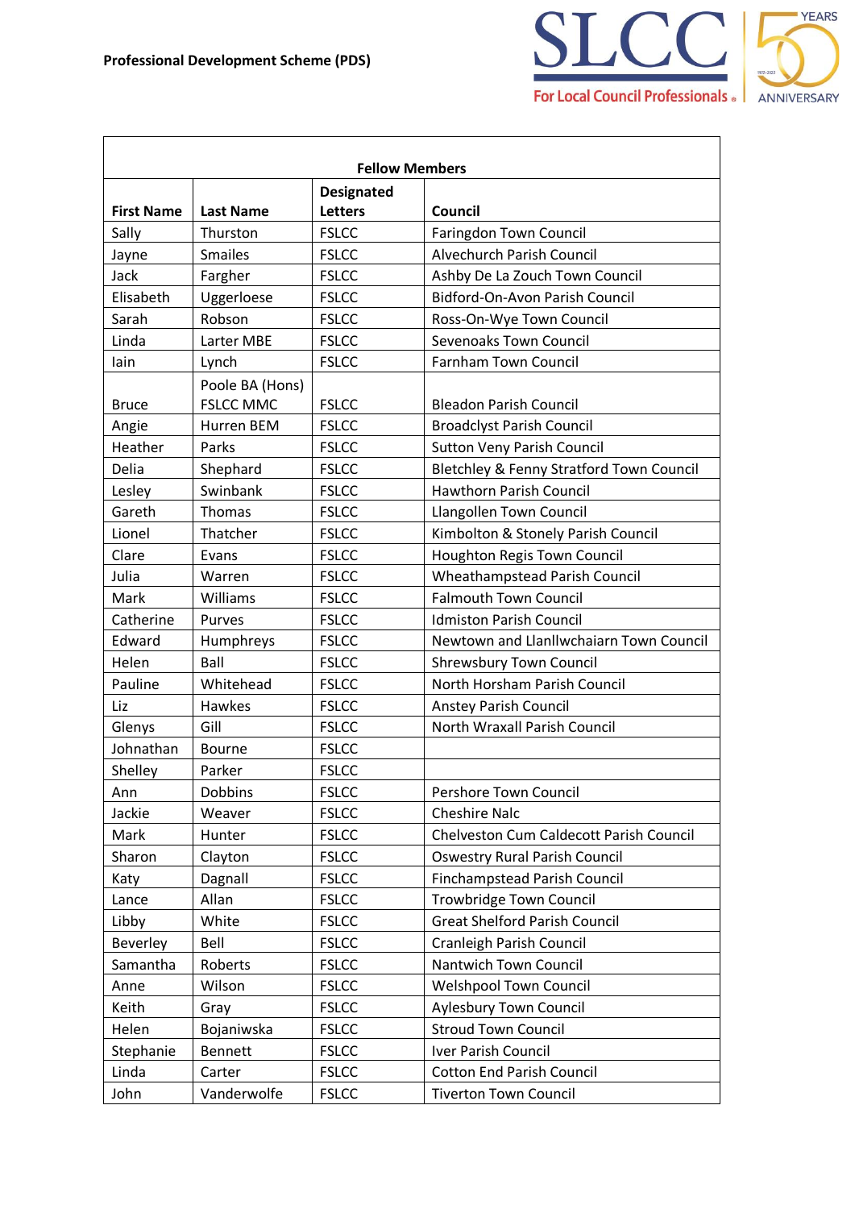**Professional Development Scheme (PDS)**

| Fellow Members | | | |
|---|---|---|---|
| **First Name** | **Last Name** | **Designated Letters** | **Council** |
| Sally | Thurston | FSLCC | Faringdon Town Council |
| Jayne | Smailes | FSLCC | Alvechurch Parish Council |
| Jack | Fargher | FSLCC | Ashby De La Zouch Town Council |
| Elisabeth | Uggerloese | FSLCC | Bidford-On-Avon Parish Council |
| Sarah | Robson | FSLCC | Ross-On-Wye Town Council |
| Linda | Larter MBE | FSLCC | Sevenoaks Town Council |
| Iain | Lynch | FSLCC | Farnham Town Council |
| Bruce | Poole BA (Hons) FSLCC MMC | FSLCC | Bleadon Parish Council |
| Angie | Hurren BEM | FSLCC | Broadclyst Parish Council |
| Heather | Parks | FSLCC | Sutton Veny Parish Council |
| Delia | Shephard | FSLCC | Bletchley & Fenny Stratford Town Council |
| Lesley | Swinbank | FSLCC | Hawthorn Parish Council |
| Gareth | Thomas | FSLCC | Llangollen Town Council |
| Lionel | Thatcher | FSLCC | Kimbolton & Stonely Parish Council |
| Clare | Evans | FSLCC | Houghton Regis Town Council |
| Julia | Warren | FSLCC | Wheathampstead Parish Council |
| Mark | Williams | FSLCC | Falmouth Town Council |
| Catherine | Purves | FSLCC | Idmiston Parish Council |
| Edward | Humphreys | FSLCC | Newtown and Llanllwchaiarn Town Council |
| Helen | Ball | FSLCC | Shrewsbury Town Council |
| Pauline | Whitehead | FSLCC | North Horsham Parish Council |
| Liz | Hawkes | FSLCC | Anstey Parish Council |
| Glenys | Gill | FSLCC | North Wraxall Parish Council |
| Johnathan | Bourne | FSLCC | |
| Shelley | Parker | FSLCC | |
| Ann | Dobbins | FSLCC | Pershore Town Council |
| Jackie | Weaver | FSLCC | Cheshire Nalc |
| Mark | Hunter | FSLCC | Chelveston Cum Caldecott Parish Council |
| Sharon | Clayton | FSLCC | Oswestry Rural Parish Council |
| Katy | Dagnall | FSLCC | Finchampstead Parish Council |
| Lance | Allan | FSLCC | Trowbridge Town Council |
| Libby | White | FSLCC | Great Shelford Parish Council |
| Beverley | Bell | FSLCC | Cranleigh Parish Council |
| Samantha | Roberts | FSLCC | Nantwich Town Council |
| Anne | Wilson | FSLCC | Welshpool Town Council |
| Keith | Gray | FSLCC | Aylesbury Town Council |
| Helen | Bojaniwska | FSLCC | Stroud Town Council |
| Stephanie | Bennett | FSLCC | Iver Parish Council |
| Linda | Carter | FSLCC | Cotton End Parish Council |
| John | Vanderwolfe | FSLCC | Tiverton Town Council |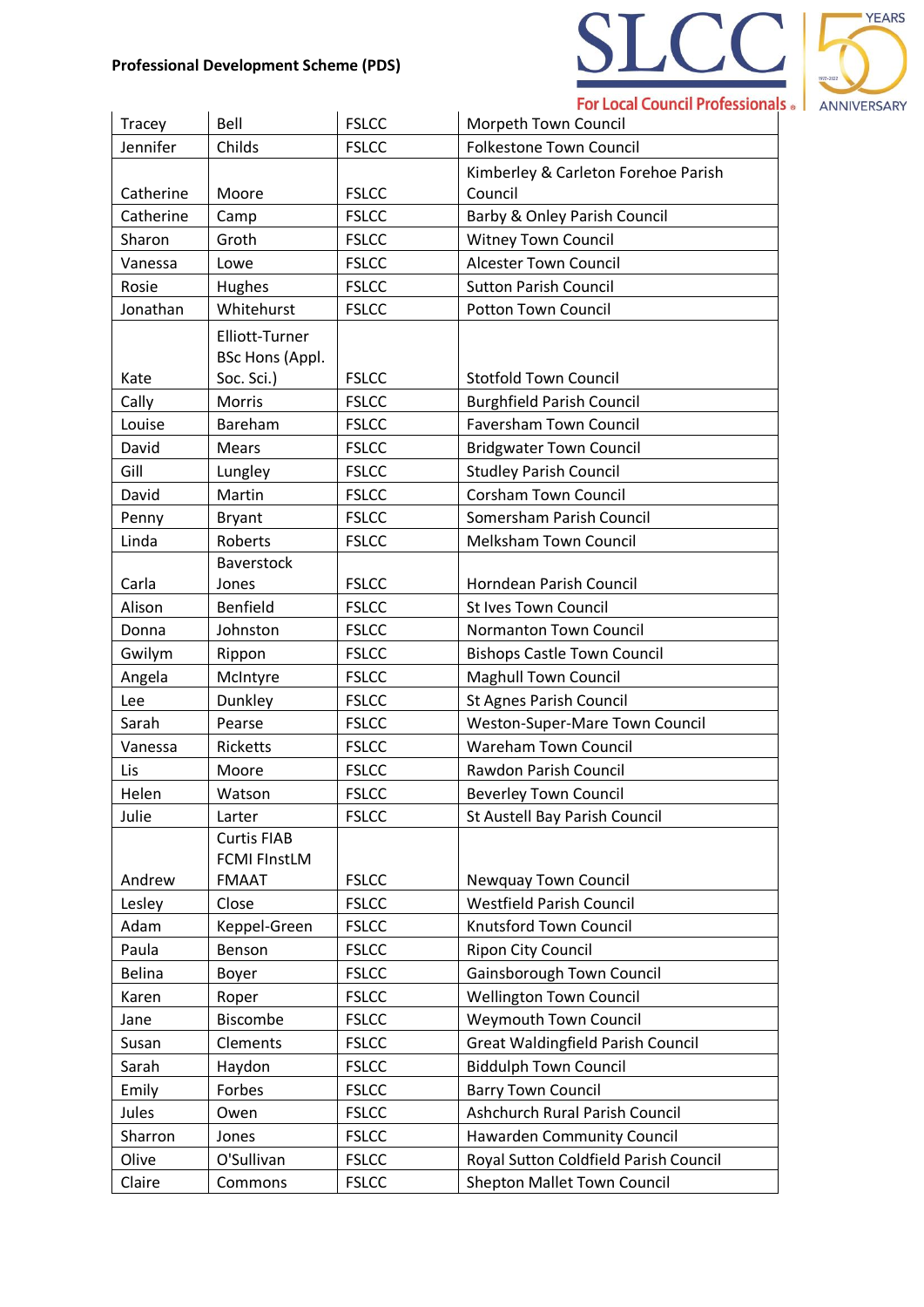| | | | |
|---|---|---|---|
| Tracey | Bell | FSLCC | Morpeth Town Council |
| Jennifer | Childs | FSLCC | Folkestone Town Council |
| Catherine | Moore | FSLCC | Kimberley & Carleton Forehoe Parish Council |
| Catherine | Camp | FSLCC | Barby & Onley Parish Council |
| Sharon | Groth | FSLCC | Witney Town Council |
| Vanessa | Lowe | FSLCC | Alcester Town Council |
| Rosie | Hughes | FSLCC | Sutton Parish Council |
| Jonathan | Whitehurst | FSLCC | Potton Town Council |
| Kate | Elliott-Turner BSc Hons (Appl. Soc. Sci.) | FSLCC | Stotfold Town Council |
| Cally | Morris | FSLCC | Burghfield Parish Council |
| Louise | Bareham | FSLCC | Faversham Town Council |
| David | Mears | FSLCC | Bridgwater Town Council |
| Gill | Lungley | FSLCC | Studley Parish Council |
| David | Martin | FSLCC | Corsham Town Council |
| Penny | Bryant | FSLCC | Somersham Parish Council |
| Linda | Roberts | FSLCC | Melksham Town Council |
| Carla | Baverstock Jones | FSLCC | Horndean Parish Council |
| Alison | Benfield | FSLCC | St Ives Town Council |
| Donna | Johnston | FSLCC | Normanton Town Council |
| Gwilym | Rippon | FSLCC | Bishops Castle Town Council |
| Angela | McIntyre | FSLCC | Maghull Town Council |
| Lee | Dunkley | FSLCC | St Agnes Parish Council |
| Sarah | Pearse | FSLCC | Weston-Super-Mare Town Council |
| Vanessa | Ricketts | FSLCC | Wareham Town Council |
| Lis | Moore | FSLCC | Rawdon Parish Council |
| Helen | Watson | FSLCC | Beverley Town Council |
| Julie | Larter | FSLCC | St Austell Bay Parish Council |
| Andrew | Curtis FIAB FCMI FInstLM FMAAT | FSLCC | Newquay Town Council |
| Lesley | Close | FSLCC | Westfield Parish Council |
| Adam | Keppel-Green | FSLCC | Knutsford Town Council |
| Paula | Benson | FSLCC | Ripon City Council |
| Belina | Boyer | FSLCC | Gainsborough Town Council |
| Karen | Roper | FSLCC | Wellington Town Council |
| Jane | Biscombe | FSLCC | Weymouth Town Council |
| Susan | Clements | FSLCC | Great Waldingfield Parish Council |
| Sarah | Haydon | FSLCC | Biddulph Town Council |
| Emily | Forbes | FSLCC | Barry Town Council |
| Jules | Owen | FSLCC | Ashchurch Rural Parish Council |
| Sharron | Jones | FSLCC | Hawarden Community Council |
| Olive | O'Sullivan | FSLCC | Royal Sutton Coldfield Parish Council |
| Claire | Commons | FSLCC | Shepton Mallet Town Council |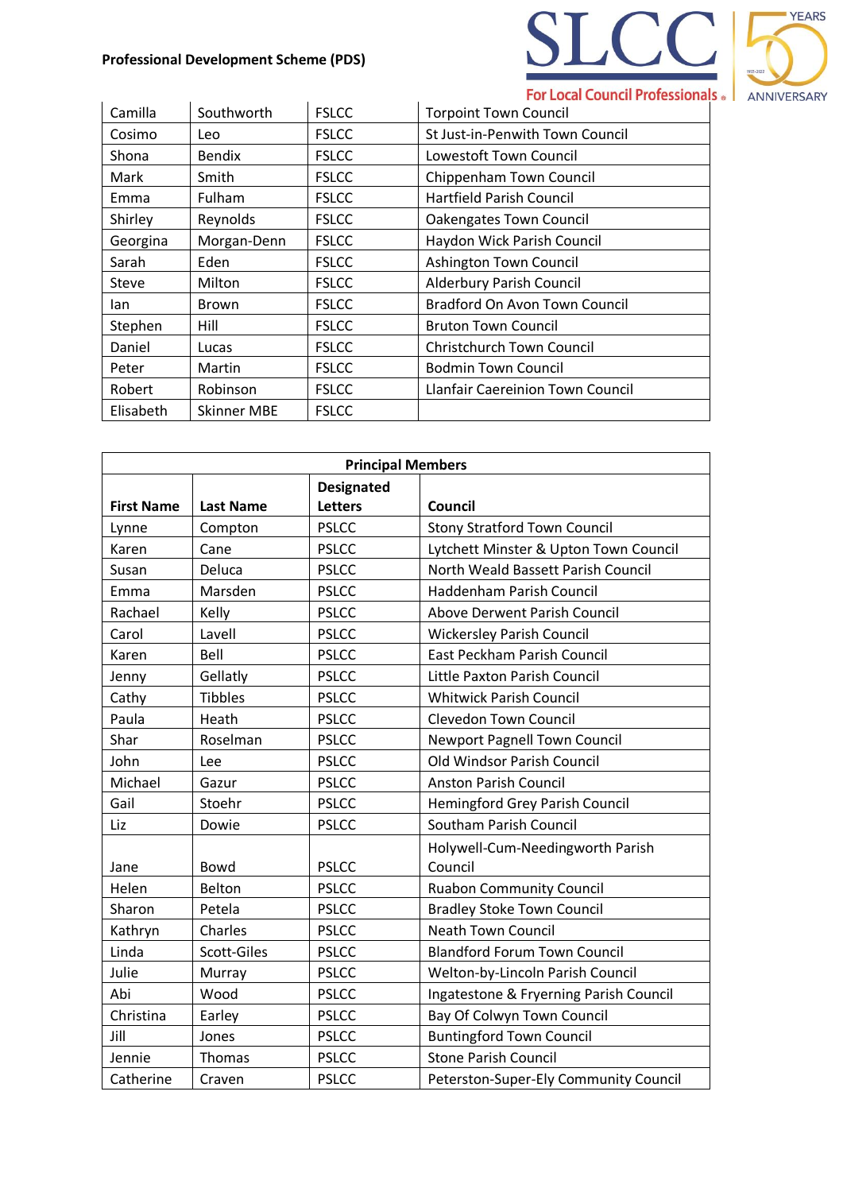**Professional Development Scheme (PDS)**

| | | | |
|---|---|---|---|
| Camilla | Southworth | FSLCC | Torpoint Town Council |
| Cosimo | Leo | FSLCC | St Just-in-Penwith Town Council |
| Shona | Bendix | FSLCC | Lowestoft Town Council |
| Mark | Smith | FSLCC | Chippenham Town Council |
| Emma | Fulham | FSLCC | Hartfield Parish Council |
| Shirley | Reynolds | FSLCC | Oakengates Town Council |
| Georgina | Morgan-Denn | FSLCC | Haydon Wick Parish Council |
| Sarah | Eden | FSLCC | Ashington Town Council |
| Steve | Milton | FSLCC | Alderbury Parish Council |
| Ian | Brown | FSLCC | Bradford On Avon Town Council |
| Stephen | Hill | FSLCC | Bruton Town Council |
| Daniel | Lucas | FSLCC | Christchurch Town Council |
| Peter | Martin | FSLCC | Bodmin Town Council |
| Robert | Robinson | FSLCC | Llanfair Caereinion Town Council |
| Elisabeth | Skinner MBE | FSLCC | |

| Principal Members | | | |
|---|---|---|---|
| **First Name** | **Last Name** | **Designated Letters** | **Council** |
| Lynne | Compton | PSLCC | Stony Stratford Town Council |
| Karen | Cane | PSLCC | Lytchett Minster & Upton Town Council |
| Susan | Deluca | PSLCC | North Weald Bassett Parish Council |
| Emma | Marsden | PSLCC | Haddenham Parish Council |
| Rachael | Kelly | PSLCC | Above Derwent Parish Council |
| Carol | Lavell | PSLCC | Wickersley Parish Council |
| Karen | Bell | PSLCC | East Peckham Parish Council |
| Jenny | Gellatly | PSLCC | Little Paxton Parish Council |
| Cathy | Tibbles | PSLCC | Whitwick Parish Council |
| Paula | Heath | PSLCC | Clevedon Town Council |
| Shar | Roselman | PSLCC | Newport Pagnell Town Council |
| John | Lee | PSLCC | Old Windsor Parish Council |
| Michael | Gazur | PSLCC | Anston Parish Council |
| Gail | Stoehr | PSLCC | Hemingford Grey Parish Council |
| Liz | Dowie | PSLCC | Southam Parish Council |
| Jane | Bowd | PSLCC | Holywell-Cum-Needingworth Parish Council |
| Helen | Belton | PSLCC | Ruabon Community Council |
| Sharon | Petela | PSLCC | Bradley Stoke Town Council |
| Kathryn | Charles | PSLCC | Neath Town Council |
| Linda | Scott-Giles | PSLCC | Blandford Forum Town Council |
| Julie | Murray | PSLCC | Welton-by-Lincoln Parish Council |
| Abi | Wood | PSLCC | Ingatestone & Fryerning Parish Council |
| Christina | Earley | PSLCC | Bay Of Colwyn Town Council |
| Jill | Jones | PSLCC | Buntingford Town Council |
| Jennie | Thomas | PSLCC | Stone Parish Council |
| Catherine | Craven | PSLCC | Peterston-Super-Ely Community Council |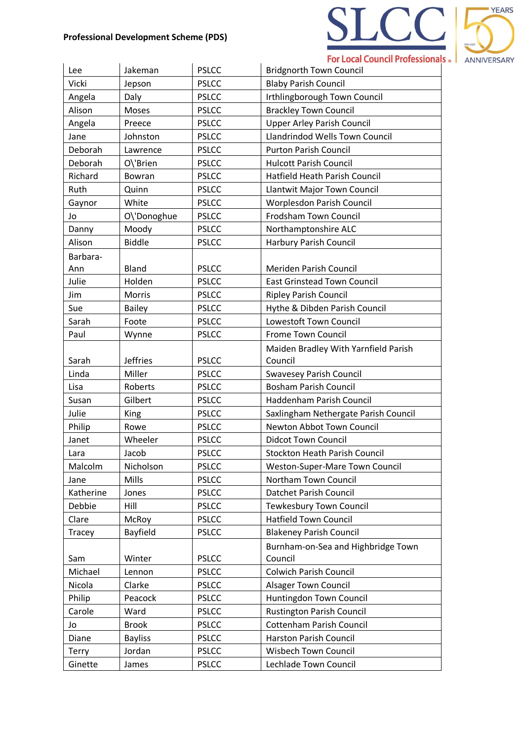| Lee | Jakeman | PSLCC | Bridgnorth Town Council |
|---|---|---|---|
| Vicki | Jepson | PSLCC | Blaby Parish Council |
| Angela | Daly | PSLCC | Irthlingborough Town Council |
| Alison | Moses | PSLCC | Brackley Town Council |
| Angela | Preece | PSLCC | Upper Arley Parish Council |
| Jane | Johnston | PSLCC | Llandrindod Wells Town Council |
| Deborah | Lawrence | PSLCC | Purton Parish Council |
| Deborah | O\'Brien | PSLCC | Hulcott Parish Council |
| Richard | Bowran | PSLCC | Hatfield Heath Parish Council |
| Ruth | Quinn | PSLCC | Llantwit Major Town Council |
| Gaynor | White | PSLCC | Worplesdon Parish Council |
| Jo | O\'Donoghue | PSLCC | Frodsham Town Council |
| Danny | Moody | PSLCC | Northamptonshire ALC |
| Alison | Biddle | PSLCC | Harbury Parish Council |
| Barbara-Ann | Bland | PSLCC | Meriden Parish Council |
| Julie | Holden | PSLCC | East Grinstead Town Council |
| Jim | Morris | PSLCC | Ripley Parish Council |
| Sue | Bailey | PSLCC | Hythe & Dibden Parish Council |
| Sarah | Foote | PSLCC | Lowestoft Town Council |
| Paul | Wynne | PSLCC | Frome Town Council |
| Sarah | Jeffries | PSLCC | Maiden Bradley With Yarnfield Parish Council |
| Linda | Miller | PSLCC | Swavesey Parish Council |
| Lisa | Roberts | PSLCC | Bosham Parish Council |
| Susan | Gilbert | PSLCC | Haddenham Parish Council |
| Julie | King | PSLCC | Saxlingham Nethergate Parish Council |
| Philip | Rowe | PSLCC | Newton Abbot Town Council |
| Janet | Wheeler | PSLCC | Didcot Town Council |
| Lara | Jacob | PSLCC | Stockton Heath Parish Council |
| Malcolm | Nicholson | PSLCC | Weston-Super-Mare Town Council |
| Jane | Mills | PSLCC | Northam Town Council |
| Katherine | Jones | PSLCC | Datchet Parish Council |
| Debbie | Hill | PSLCC | Tewkesbury Town Council |
| Clare | McRoy | PSLCC | Hatfield Town Council |
| Tracey | Bayfield | PSLCC | Blakeney Parish Council |
| Sam | Winter | PSLCC | Burnham-on-Sea and Highbridge Town Council |
| Michael | Lennon | PSLCC | Colwich Parish Council |
| Nicola | Clarke | PSLCC | Alsager Town Council |
| Philip | Peacock | PSLCC | Huntingdon Town Council |
| Carole | Ward | PSLCC | Rustington Parish Council |
| Jo | Brook | PSLCC | Cottenham Parish Council |
| Diane | Bayliss | PSLCC | Harston Parish Council |
| Terry | Jordan | PSLCC | Wisbech Town Council |
| Ginette | James | PSLCC | Lechlade Town Council |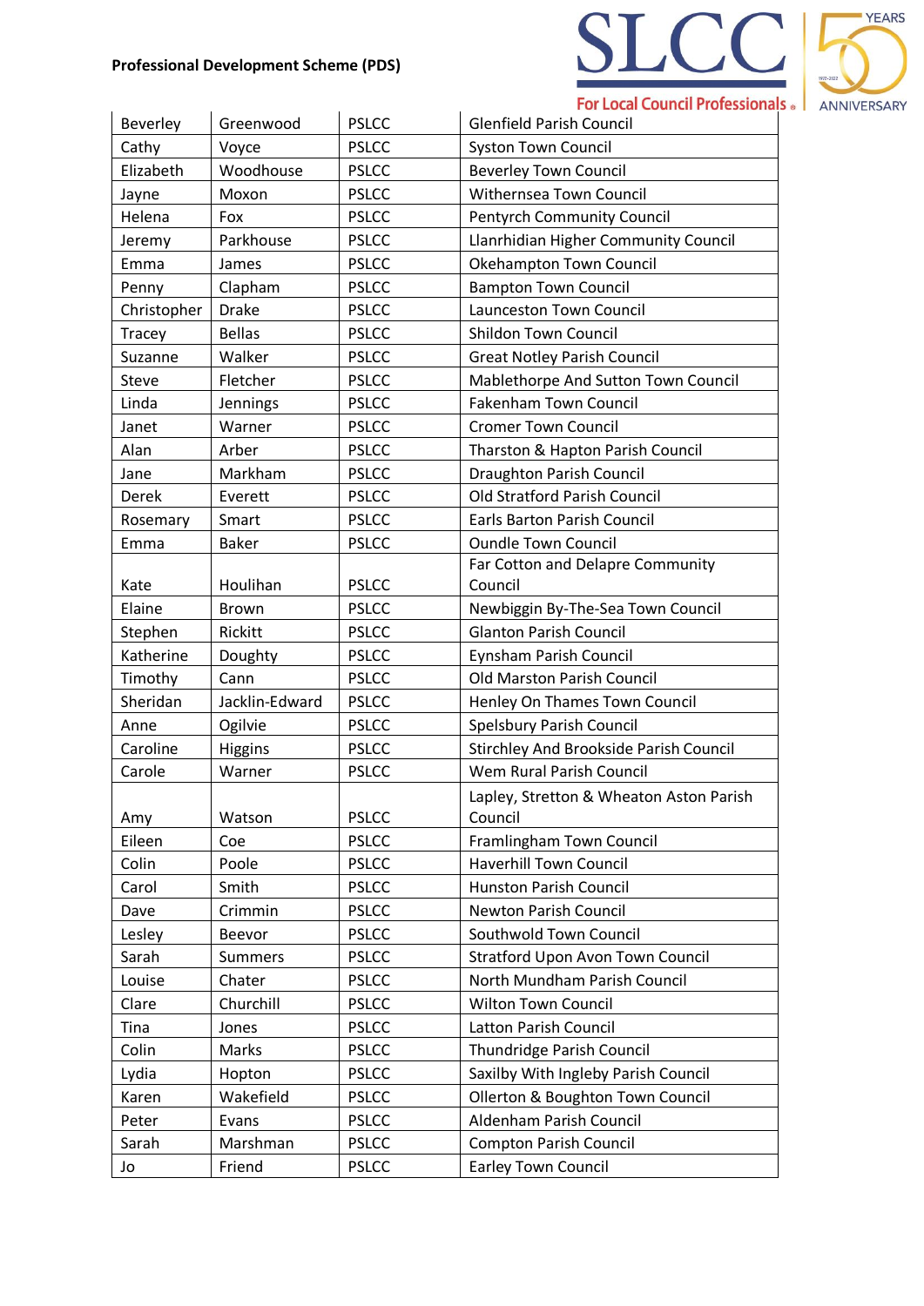| Beverley | Greenwood | PSLCC | Glenfield Parish Council |
|---|---|---|---|
| Cathy | Voyce | PSLCC | Syston Town Council |
| Elizabeth | Woodhouse | PSLCC | Beverley Town Council |
| Jayne | Moxon | PSLCC | Withernsea Town Council |
| Helena | Fox | PSLCC | Pentyrch Community Council |
| Jeremy | Parkhouse | PSLCC | Llanrhidian Higher Community Council |
| Emma | James | PSLCC | Okehampton Town Council |
| Penny | Clapham | PSLCC | Bampton Town Council |
| Christopher | Drake | PSLCC | Launceston Town Council |
| Tracey | Bellas | PSLCC | Shildon Town Council |
| Suzanne | Walker | PSLCC | Great Notley Parish Council |
| Steve | Fletcher | PSLCC | Mablethorpe And Sutton Town Council |
| Linda | Jennings | PSLCC | Fakenham Town Council |
| Janet | Warner | PSLCC | Cromer Town Council |
| Alan | Arber | PSLCC | Tharston & Hapton Parish Council |
| Jane | Markham | PSLCC | Draughton Parish Council |
| Derek | Everett | PSLCC | Old Stratford Parish Council |
| Rosemary | Smart | PSLCC | Earls Barton Parish Council |
| Emma | Baker | PSLCC | Oundle Town Council |
| Kate | Houlihan | PSLCC | Far Cotton and Delapre Community Council |
| Elaine | Brown | PSLCC | Newbiggin By-The-Sea Town Council |
| Stephen | Rickitt | PSLCC | Glanton Parish Council |
| Katherine | Doughty | PSLCC | Eynsham Parish Council |
| Timothy | Cann | PSLCC | Old Marston Parish Council |
| Sheridan | Jacklin-Edward | PSLCC | Henley On Thames Town Council |
| Anne | Ogilvie | PSLCC | Spelsbury Parish Council |
| Caroline | Higgins | PSLCC | Stirchley And Brookside Parish Council |
| Carole | Warner | PSLCC | Wem Rural Parish Council |
| Amy | Watson | PSLCC | Lapley, Stretton & Wheaton Aston Parish Council |
| Eileen | Coe | PSLCC | Framlingham Town Council |
| Colin | Poole | PSLCC | Haverhill Town Council |
| Carol | Smith | PSLCC | Hunston Parish Council |
| Dave | Crimmin | PSLCC | Newton Parish Council |
| Lesley | Beevor | PSLCC | Southwold Town Council |
| Sarah | Summers | PSLCC | Stratford Upon Avon Town Council |
| Louise | Chater | PSLCC | North Mundham Parish Council |
| Clare | Churchill | PSLCC | Wilton Town Council |
| Tina | Jones | PSLCC | Latton Parish Council |
| Colin | Marks | PSLCC | Thundridge Parish Council |
| Lydia | Hopton | PSLCC | Saxilby With Ingleby Parish Council |
| Karen | Wakefield | PSLCC | Ollerton & Boughton Town Council |
| Peter | Evans | PSLCC | Aldenham Parish Council |
| Sarah | Marshman | PSLCC | Compton Parish Council |
| Jo | Friend | PSLCC | Earley Town Council |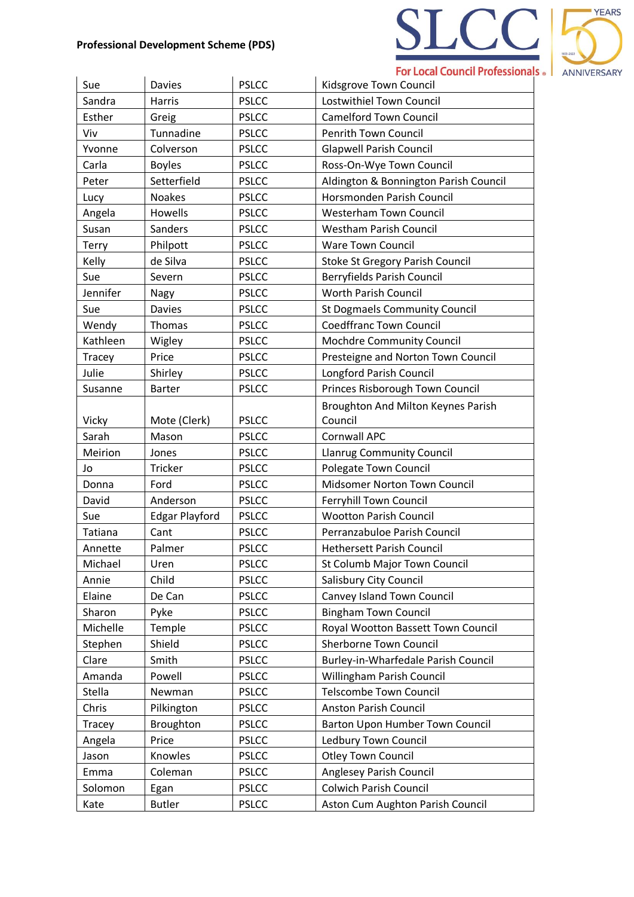**Professional Development Scheme (PDS)**

| | | | |
|---|---|---|---|
| Sue | Davies | PSLCC | Kidsgrove Town Council |
| Sandra | Harris | PSLCC | Lostwithiel Town Council |
| Esther | Greig | PSLCC | Camelford Town Council |
| Viv | Tunnadine | PSLCC | Penrith Town Council |
| Yvonne | Colverson | PSLCC | Glapwell Parish Council |
| Carla | Boyles | PSLCC | Ross-On-Wye Town Council |
| Peter | Setterfield | PSLCC | Aldington & Bonnington Parish Council |
| Lucy | Noakes | PSLCC | Horsmonden Parish Council |
| Angela | Howells | PSLCC | Westerham Town Council |
| Susan | Sanders | PSLCC | Westham Parish Council |
| Terry | Philpott | PSLCC | Ware Town Council |
| Kelly | de Silva | PSLCC | Stoke St Gregory Parish Council |
| Sue | Severn | PSLCC | Berryfields Parish Council |
| Jennifer | Nagy | PSLCC | Worth Parish Council |
| Sue | Davies | PSLCC | St Dogmaels Community Council |
| Wendy | Thomas | PSLCC | Coedffranc Town Council |
| Kathleen | Wigley | PSLCC | Mochdre Community Council |
| Tracey | Price | PSLCC | Presteigne and Norton Town Council |
| Julie | Shirley | PSLCC | Longford Parish Council |
| Susanne | Barter | PSLCC | Princes Risborough Town Council |
| Vicky | Mote (Clerk) | PSLCC | Broughton And Milton Keynes Parish Council |
| Sarah | Mason | PSLCC | Cornwall APC |
| Meirion | Jones | PSLCC | Llanrug Community Council |
| Jo | Tricker | PSLCC | Polegate Town Council |
| Donna | Ford | PSLCC | Midsomer Norton Town Council |
| David | Anderson | PSLCC | Ferryhill Town Council |
| Sue | Edgar Playford | PSLCC | Wootton Parish Council |
| Tatiana | Cant | PSLCC | Perranzabuloe Parish Council |
| Annette | Palmer | PSLCC | Hethersett Parish Council |
| Michael | Uren | PSLCC | St Columb Major Town Council |
| Annie | Child | PSLCC | Salisbury City Council |
| Elaine | De Can | PSLCC | Canvey Island Town Council |
| Sharon | Pyke | PSLCC | Bingham Town Council |
| Michelle | Temple | PSLCC | Royal Wootton Bassett Town Council |
| Stephen | Shield | PSLCC | Sherborne Town Council |
| Clare | Smith | PSLCC | Burley-in-Wharfedale Parish Council |
| Amanda | Powell | PSLCC | Willingham Parish Council |
| Stella | Newman | PSLCC | Telscombe Town Council |
| Chris | Pilkington | PSLCC | Anston Parish Council |
| Tracey | Broughton | PSLCC | Barton Upon Humber Town Council |
| Angela | Price | PSLCC | Ledbury Town Council |
| Jason | Knowles | PSLCC | Otley Town Council |
| Emma | Coleman | PSLCC | Anglesey Parish Council |
| Solomon | Egan | PSLCC | Colwich Parish Council |
| Kate | Butler | PSLCC | Aston Cum Aughton Parish Council |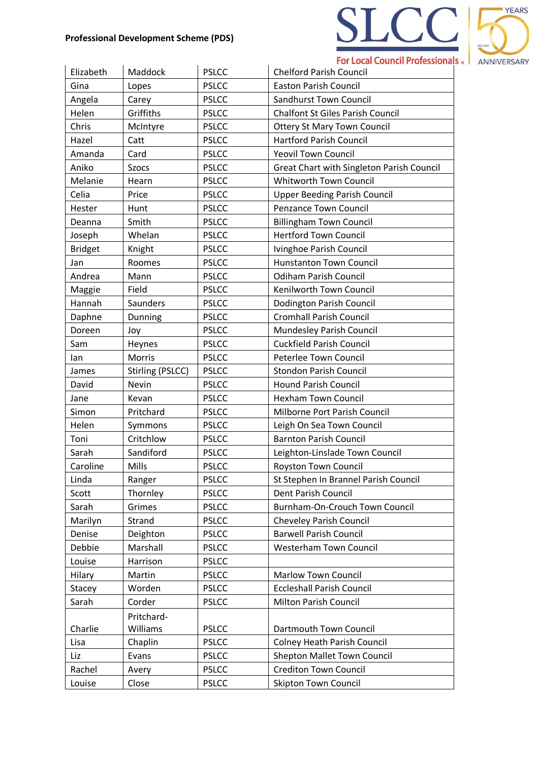**Professional Development Scheme (PDS)**

| | | | |
|---|---|---|---|
| Elizabeth | Maddock | PSLCC | Chelford Parish Council |
| Gina | Lopes | PSLCC | Easton Parish Council |
| Angela | Carey | PSLCC | Sandhurst Town Council |
| Helen | Griffiths | PSLCC | Chalfont St Giles Parish Council |
| Chris | McIntyre | PSLCC | Ottery St Mary Town Council |
| Hazel | Catt | PSLCC | Hartford Parish Council |
| Amanda | Card | PSLCC | Yeovil Town Council |
| Aniko | Szocs | PSLCC | Great Chart with Singleton Parish Council |
| Melanie | Hearn | PSLCC | Whitworth Town Council |
| Celia | Price | PSLCC | Upper Beeding Parish Council |
| Hester | Hunt | PSLCC | Penzance Town Council |
| Deanna | Smith | PSLCC | Billingham Town Council |
| Joseph | Whelan | PSLCC | Hertford Town Council |
| Bridget | Knight | PSLCC | Ivinghoe Parish Council |
| Jan | Roomes | PSLCC | Hunstanton Town Council |
| Andrea | Mann | PSLCC | Odiham Parish Council |
| Maggie | Field | PSLCC | Kenilworth Town Council |
| Hannah | Saunders | PSLCC | Dodington Parish Council |
| Daphne | Dunning | PSLCC | Cromhall Parish Council |
| Doreen | Joy | PSLCC | Mundesley Parish Council |
| Sam | Heynes | PSLCC | Cuckfield Parish Council |
| Ian | Morris | PSLCC | Peterlee Town Council |
| James | Stirling (PSLCC) | PSLCC | Stondon Parish Council |
| David | Nevin | PSLCC | Hound Parish Council |
| Jane | Kevan | PSLCC | Hexham Town Council |
| Simon | Pritchard | PSLCC | Milborne Port Parish Council |
| Helen | Symmons | PSLCC | Leigh On Sea Town Council |
| Toni | Critchlow | PSLCC | Barnton Parish Council |
| Sarah | Sandiford | PSLCC | Leighton-Linslade Town Council |
| Caroline | Mills | PSLCC | Royston Town Council |
| Linda | Ranger | PSLCC | St Stephen In Brannel Parish Council |
| Scott | Thornley | PSLCC | Dent Parish Council |
| Sarah | Grimes | PSLCC | Burnham-On-Crouch Town Council |
| Marilyn | Strand | PSLCC | Cheveley Parish Council |
| Denise | Deighton | PSLCC | Barwell Parish Council |
| Debbie | Marshall | PSLCC | Westerham Town Council |
| Louise | Harrison | PSLCC | |
| Hilary | Martin | PSLCC | Marlow Town Council |
| Stacey | Worden | PSLCC | Eccleshall Parish Council |
| Sarah | Corder | PSLCC | Milton Parish Council |
| Charlie | Pritchard-Williams | PSLCC | Dartmouth Town Council |
| Lisa | Chaplin | PSLCC | Colney Heath Parish Council |
| Liz | Evans | PSLCC | Shepton Mallet Town Council |
| Rachel | Avery | PSLCC | Crediton Town Council |
| Louise | Close | PSLCC | Skipton Town Council |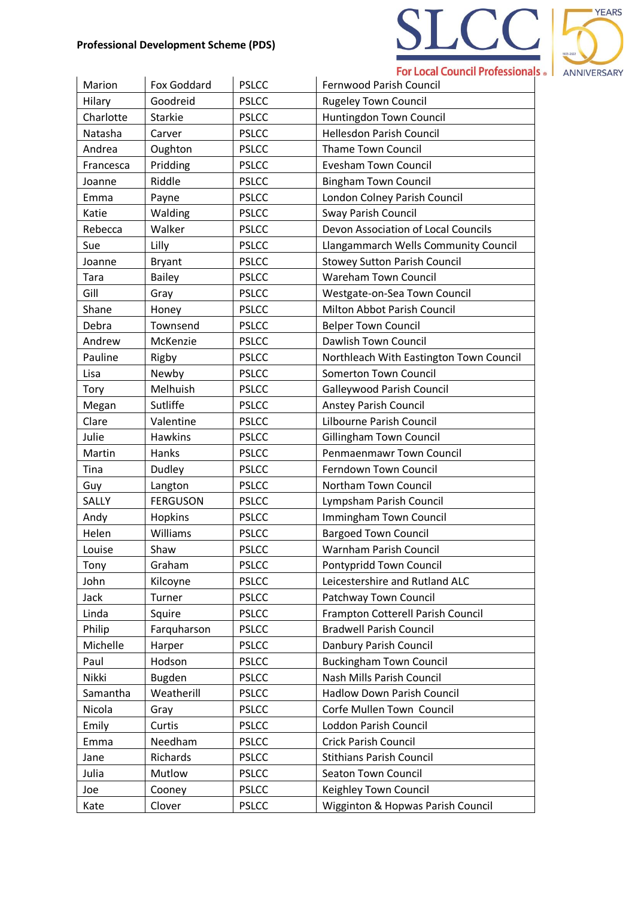| Marion | Fox Goddard | PSLCC | Fernwood Parish Council |
|---|---|---|---|
| Hilary | Goodreid | PSLCC | Rugeley Town Council |
| Charlotte | Starkie | PSLCC | Huntingdon Town Council |
| Natasha | Carver | PSLCC | Hellesdon Parish Council |
| Andrea | Oughton | PSLCC | Thame Town Council |
| Francesca | Pridding | PSLCC | Evesham Town Council |
| Joanne | Riddle | PSLCC | Bingham Town Council |
| Emma | Payne | PSLCC | London Colney Parish Council |
| Katie | Walding | PSLCC | Sway Parish Council |
| Rebecca | Walker | PSLCC | Devon Association of Local Councils |
| Sue | Lilly | PSLCC | Llangammarch Wells Community Council |
| Joanne | Bryant | PSLCC | Stowey Sutton Parish Council |
| Tara | Bailey | PSLCC | Wareham Town Council |
| Gill | Gray | PSLCC | Westgate-on-Sea Town Council |
| Shane | Honey | PSLCC | Milton Abbot Parish Council |
| Debra | Townsend | PSLCC | Belper Town Council |
| Andrew | McKenzie | PSLCC | Dawlish Town Council |
| Pauline | Rigby | PSLCC | Northleach With Eastington Town Council |
| Lisa | Newby | PSLCC | Somerton Town Council |
| Tory | Melhuish | PSLCC | Galleywood Parish Council |
| Megan | Sutliffe | PSLCC | Anstey Parish Council |
| Clare | Valentine | PSLCC | Lilbourne Parish Council |
| Julie | Hawkins | PSLCC | Gillingham Town Council |
| Martin | Hanks | PSLCC | Penmaenmawr Town Council |
| Tina | Dudley | PSLCC | Ferndown Town Council |
| Guy | Langton | PSLCC | Northam Town Council |
| SALLY | FERGUSON | PSLCC | Lympsham Parish Council |
| Andy | Hopkins | PSLCC | Immingham Town Council |
| Helen | Williams | PSLCC | Bargoed Town Council |
| Louise | Shaw | PSLCC | Warnham Parish Council |
| Tony | Graham | PSLCC | Pontypridd Town Council |
| John | Kilcoyne | PSLCC | Leicestershire and Rutland ALC |
| Jack | Turner | PSLCC | Patchway Town Council |
| Linda | Squire | PSLCC | Frampton Cotterell Parish Council |
| Philip | Farquharson | PSLCC | Bradwell Parish Council |
| Michelle | Harper | PSLCC | Danbury Parish Council |
| Paul | Hodson | PSLCC | Buckingham Town Council |
| Nikki | Bugden | PSLCC | Nash Mills Parish Council |
| Samantha | Weatherill | PSLCC | Hadlow Down Parish Council |
| Nicola | Gray | PSLCC | Corfe Mullen Town Council |
| Emily | Curtis | PSLCC | Loddon Parish Council |
| Emma | Needham | PSLCC | Crick Parish Council |
| Jane | Richards | PSLCC | Stithians Parish Council |
| Julia | Mutlow | PSLCC | Seaton Town Council |
| Joe | Cooney | PSLCC | Keighley Town Council |
| Kate | Clover | PSLCC | Wigginton & Hopwas Parish Council |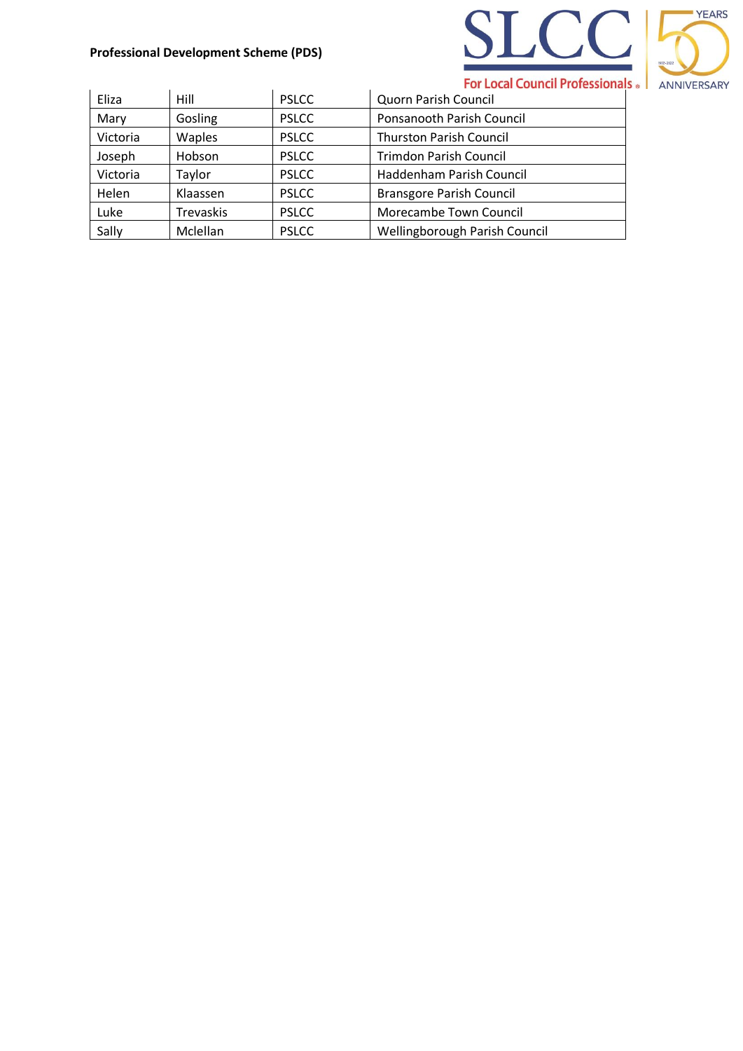| | | | |
|---|---|---|---|
| Eliza | Hill | PSLCC | Quorn Parish Council |
| Mary | Gosling | PSLCC | Ponsanooth Parish Council |
| Victoria | Waples | PSLCC | Thurston Parish Council |
| Joseph | Hobson | PSLCC | Trimdon Parish Council |
| Victoria | Taylor | PSLCC | Haddenham Parish Council |
| Helen | Klaassen | PSLCC | Bransgore Parish Council |
| Luke | Trevaskis | PSLCC | Morecambe Town Council |
| Sally | Mclellan | PSLCC | Wellingborough Parish Council |